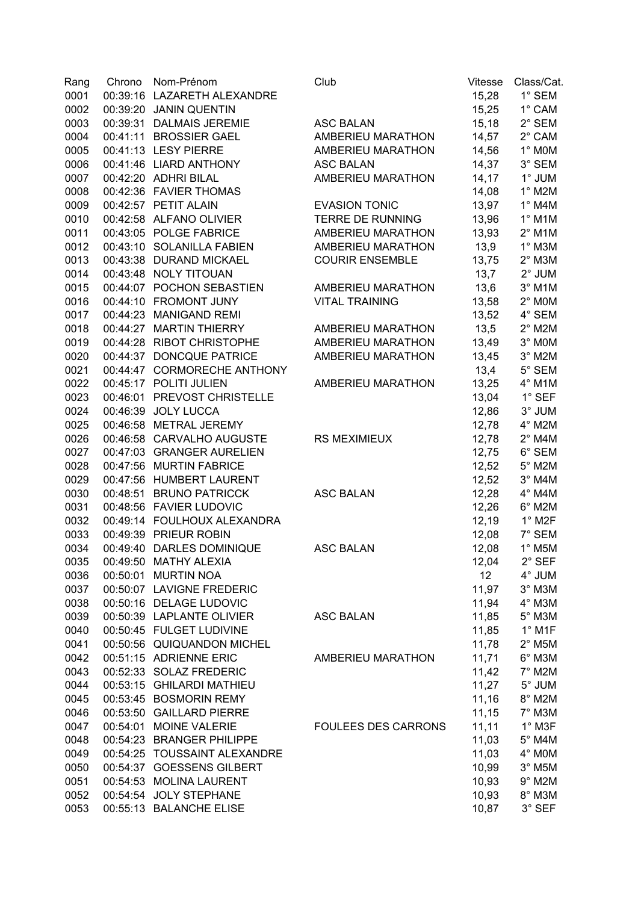| Rang | Chrono | Nom-Prénom | Club | Vitesse | Class/Cat. |
|---|---|---|---|---|---|
| 0001 | 00:39:16 | LAZARETH ALEXANDRE | | 15,28 | 1° SEM |
| 0002 | 00:39:20 | JANIN QUENTIN | | 15,25 | 1° CAM |
| 0003 | 00:39:31 | DALMAIS JEREMIE | ASC BALAN | 15,18 | 2° SEM |
| 0004 | 00:41:11 | BROSSIER GAEL | AMBERIEU MARATHON | 14,57 | 2° CAM |
| 0005 | 00:41:13 | LESY PIERRE | AMBERIEU MARATHON | 14,56 | 1° M0M |
| 0006 | 00:41:46 | LIARD ANTHONY | ASC BALAN | 14,37 | 3° SEM |
| 0007 | 00:42:20 | ADHRI BILAL | AMBERIEU MARATHON | 14,17 | 1° JUM |
| 0008 | 00:42:36 | FAVIER THOMAS | | 14,08 | 1° M2M |
| 0009 | 00:42:57 | PETIT ALAIN | EVASION TONIC | 13,97 | 1° M4M |
| 0010 | 00:42:58 | ALFANO OLIVIER | TERRE DE RUNNING | 13,96 | 1° M1M |
| 0011 | 00:43:05 | POLGE FABRICE | AMBERIEU MARATHON | 13,93 | 2° M1M |
| 0012 | 00:43:10 | SOLANILLA FABIEN | AMBERIEU MARATHON | 13,9 | 1° M3M |
| 0013 | 00:43:38 | DURAND MICKAEL | COURIR ENSEMBLE | 13,75 | 2° M3M |
| 0014 | 00:43:48 | NOLY TITOUAN | | 13,7 | 2° JUM |
| 0015 | 00:44:07 | POCHON SEBASTIEN | AMBERIEU MARATHON | 13,6 | 3° M1M |
| 0016 | 00:44:10 | FROMONT JUNY | VITAL TRAINING | 13,58 | 2° M0M |
| 0017 | 00:44:23 | MANIGAND REMI | | 13,52 | 4° SEM |
| 0018 | 00:44:27 | MARTIN THIERRY | AMBERIEU MARATHON | 13,5 | 2° M2M |
| 0019 | 00:44:28 | RIBOT CHRISTOPHE | AMBERIEU MARATHON | 13,49 | 3° M0M |
| 0020 | 00:44:37 | DONCQUE PATRICE | AMBERIEU MARATHON | 13,45 | 3° M2M |
| 0021 | 00:44:47 | CORMORECHE ANTHONY | | 13,4 | 5° SEM |
| 0022 | 00:45:17 | POLITI JULIEN | AMBERIEU MARATHON | 13,25 | 4° M1M |
| 0023 | 00:46:01 | PREVOST CHRISTELLE | | 13,04 | 1° SEF |
| 0024 | 00:46:39 | JOLY LUCCA | | 12,86 | 3° JUM |
| 0025 | 00:46:58 | METRAL JEREMY | | 12,78 | 4° M2M |
| 0026 | 00:46:58 | CARVALHO AUGUSTE | RS MEXIMIEUX | 12,78 | 2° M4M |
| 0027 | 00:47:03 | GRANGER AURELIEN | | 12,75 | 6° SEM |
| 0028 | 00:47:56 | MURTIN FABRICE | | 12,52 | 5° M2M |
| 0029 | 00:47:56 | HUMBERT LAURENT | | 12,52 | 3° M4M |
| 0030 | 00:48:51 | BRUNO PATRICCK | ASC BALAN | 12,28 | 4° M4M |
| 0031 | 00:48:56 | FAVIER LUDOVIC | | 12,26 | 6° M2M |
| 0032 | 00:49:14 | FOULHOUX ALEXANDRA | | 12,19 | 1° M2F |
| 0033 | 00:49:39 | PRIEUR ROBIN | | 12,08 | 7° SEM |
| 0034 | 00:49:40 | DARLES DOMINIQUE | ASC BALAN | 12,08 | 1° M5M |
| 0035 | 00:49:50 | MATHY ALEXIA | | 12,04 | 2° SEF |
| 0036 | 00:50:01 | MURTIN NOA | | 12 | 4° JUM |
| 0037 | 00:50:07 | LAVIGNE FREDERIC | | 11,97 | 3° M3M |
| 0038 | 00:50:16 | DELAGE LUDOVIC | | 11,94 | 4° M3M |
| 0039 | 00:50:39 | LAPLANTE OLIVIER | ASC BALAN | 11,85 | 5° M3M |
| 0040 | 00:50:45 | FULGET LUDIVINE | | 11,85 | 1° M1F |
| 0041 | 00:50:56 | QUIQUANDON MICHEL | | 11,78 | 2° M5M |
| 0042 | 00:51:15 | ADRIENNE ERIC | AMBERIEU MARATHON | 11,71 | 6° M3M |
| 0043 | 00:52:33 | SOLAZ FREDERIC | | 11,42 | 7° M2M |
| 0044 | 00:53:15 | GHILARDI MATHIEU | | 11,27 | 5° JUM |
| 0045 | 00:53:45 | BOSMORIN REMY | | 11,16 | 8° M2M |
| 0046 | 00:53:50 | GAILLARD PIERRE | | 11,15 | 7° M3M |
| 0047 | 00:54:01 | MOINE VALERIE | FOULEES DES CARRONS | 11,11 | 1° M3F |
| 0048 | 00:54:23 | BRANGER PHILIPPE | | 11,03 | 5° M4M |
| 0049 | 00:54:25 | TOUSSAINT ALEXANDRE | | 11,03 | 4° M0M |
| 0050 | 00:54:37 | GOESSENS GILBERT | | 10,99 | 3° M5M |
| 0051 | 00:54:53 | MOLINA LAURENT | | 10,93 | 9° M2M |
| 0052 | 00:54:54 | JOLY STEPHANE | | 10,93 | 8° M3M |
| 0053 | 00:55:13 | BALANCHE ELISE | | 10,87 | 3° SEF |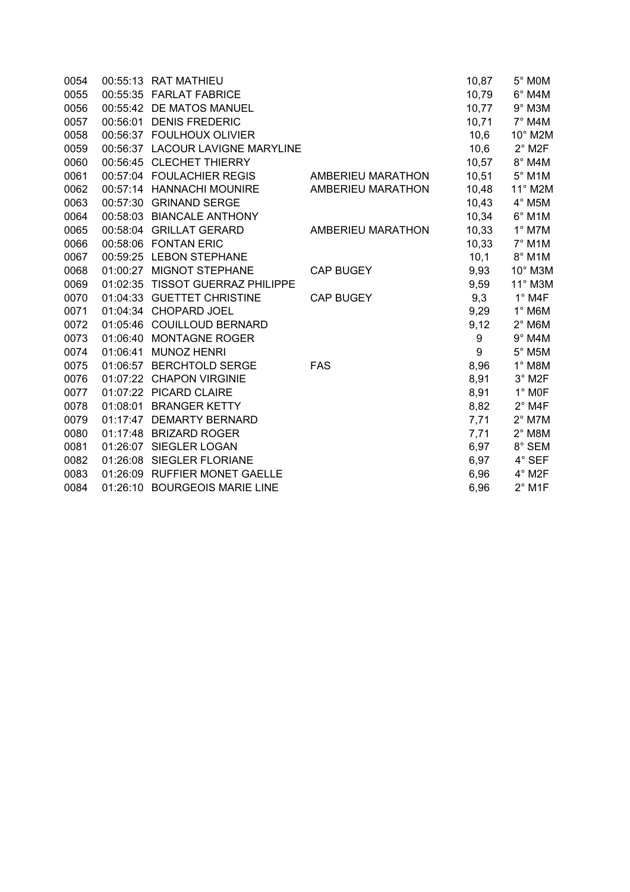| | | | | | |
|---|---|---|---|---|---|
| 0054 | 00:55:13 | RAT MATHIEU | | 10,87 | 5° M0M |
| 0055 | 00:55:35 | FARLAT FABRICE | | 10,79 | 6° M4M |
| 0056 | 00:55:42 | DE MATOS MANUEL | | 10,77 | 9° M3M |
| 0057 | 00:56:01 | DENIS FREDERIC | | 10,71 | 7° M4M |
| 0058 | 00:56:37 | FOULHOUX OLIVIER | | 10,6 | 10° M2M |
| 0059 | 00:56:37 | LACOUR LAVIGNE MARYLINE | | 10,6 | 2° M2F |
| 0060 | 00:56:45 | CLECHET THIERRY | | 10,57 | 8° M4M |
| 0061 | 00:57:04 | FOULACHIER REGIS | AMBERIEU MARATHON | 10,51 | 5° M1M |
| 0062 | 00:57:14 | HANNACHI MOUNIRE | AMBERIEU MARATHON | 10,48 | 11° M2M |
| 0063 | 00:57:30 | GRINAND SERGE | | 10,43 | 4° M5M |
| 0064 | 00:58:03 | BIANCALE ANTHONY | | 10,34 | 6° M1M |
| 0065 | 00:58:04 | GRILLAT GERARD | AMBERIEU MARATHON | 10,33 | 1° M7M |
| 0066 | 00:58:06 | FONTAN ERIC | | 10,33 | 7° M1M |
| 0067 | 00:59:25 | LEBON STEPHANE | | 10,1 | 8° M1M |
| 0068 | 01:00:27 | MIGNOT STEPHANE | CAP BUGEY | 9,93 | 10° M3M |
| 0069 | 01:02:35 | TISSOT GUERRAZ PHILIPPE | | 9,59 | 11° M3M |
| 0070 | 01:04:33 | GUETTET CHRISTINE | CAP BUGEY | 9,3 | 1° M4F |
| 0071 | 01:04:34 | CHOPARD JOEL | | 9,29 | 1° M6M |
| 0072 | 01:05:46 | COUILLOUD BERNARD | | 9,12 | 2° M6M |
| 0073 | 01:06:40 | MONTAGNE ROGER | | 9 | 9° M4M |
| 0074 | 01:06:41 | MUNOZ HENRI | | 9 | 5° M5M |
| 0075 | 01:06:57 | BERCHTOLD SERGE | FAS | 8,96 | 1° M8M |
| 0076 | 01:07:22 | CHAPON VIRGINIE | | 8,91 | 3° M2F |
| 0077 | 01:07:22 | PICARD CLAIRE | | 8,91 | 1° M0F |
| 0078 | 01:08:01 | BRANGER KETTY | | 8,82 | 2° M4F |
| 0079 | 01:17:47 | DEMARTY BERNARD | | 7,71 | 2° M7M |
| 0080 | 01:17:48 | BRIZARD ROGER | | 7,71 | 2° M8M |
| 0081 | 01:26:07 | SIEGLER LOGAN | | 6,97 | 8° SEM |
| 0082 | 01:26:08 | SIEGLER FLORIANE | | 6,97 | 4° SEF |
| 0083 | 01:26:09 | RUFFIER MONET GAELLE | | 6,96 | 4° M2F |
| 0084 | 01:26:10 | BOURGEOIS MARIE LINE | | 6,96 | 2° M1F |